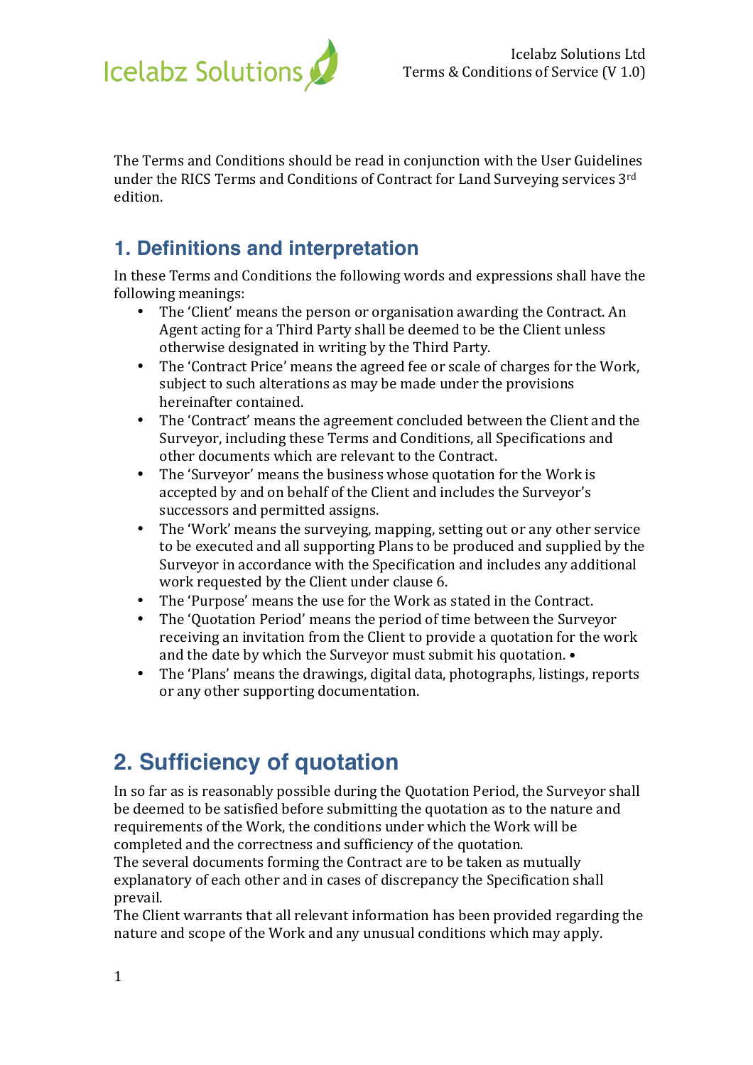The Terms and Conditions should be read in conjunction with the User Guidelines under the RICS Terms and Conditions of Contract for Land Surveying services 3rd edition.

## 1. Definitions and interpretation

In these Terms and Conditions the following words and expressions shall have the following meanings:

- The 'Client' means the person or organisation awarding the Contract. An Agent acting for a Third Party shall be deemed to be the Client unless otherwise designated in writing by the Third Party.
- The 'Contract Price' means the agreed fee or scale of charges for the Work, subject to such alterations as may be made under the provisions hereinafter contained.
- The 'Contract' means the agreement concluded between the Client and the Surveyor, including these Terms and Conditions, all Specifications and other documents which are relevant to the Contract.
- The 'Surveyor' means the business whose quotation for the Work is accepted by and on behalf of the Client and includes the Surveyor's successors and permitted assigns.
- The 'Work' means the surveying, mapping, setting out or any other service to be executed and all supporting Plans to be produced and supplied by the Surveyor in accordance with the Specification and includes any additional work requested by the Client under clause 6.
- The 'Purpose' means the use for the Work as stated in the Contract.
- The 'Quotation Period' means the period of time between the Surveyor receiving an invitation from the Client to provide a quotation for the work and the date by which the Surveyor must submit his quotation. •
- The 'Plans' means the drawings, digital data, photographs, listings, reports or any other supporting documentation.

## 2. Sufficiency of quotation

In so far as is reasonably possible during the Quotation Period, the Surveyor shall be deemed to be satisfied before submitting the quotation as to the nature and requirements of the Work, the conditions under which the Work will be completed and the correctness and sufficiency of the quotation.
The several documents forming the Contract are to be taken as mutually explanatory of each other and in cases of discrepancy the Specification shall prevail.
The Client warrants that all relevant information has been provided regarding the nature and scope of the Work and any unusual conditions which may apply.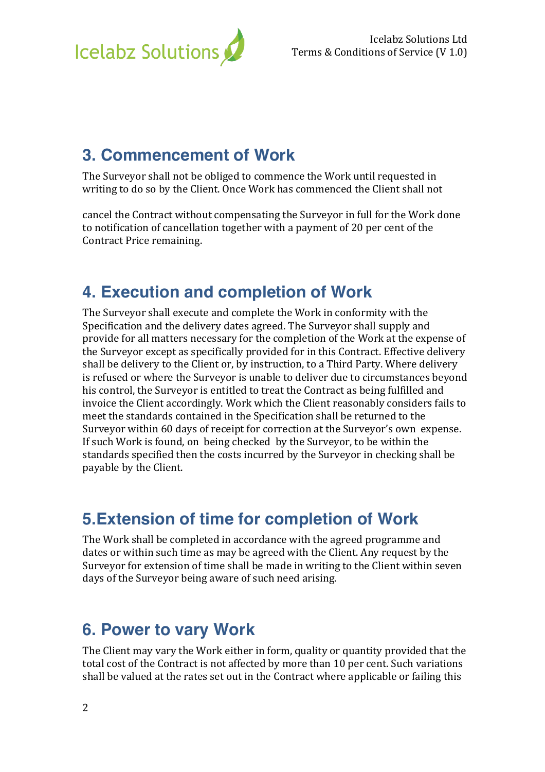## 3. Commencement of Work

The Surveyor shall not be obliged to commence the Work until requested in writing to do so by the Client. Once Work has commenced the Client shall not

cancel the Contract without compensating the Surveyor in full for the Work done to notification of cancellation together with a payment of 20 per cent of the Contract Price remaining.

## 4. Execution and completion of Work

The Surveyor shall execute and complete the Work in conformity with the Specification and the delivery dates agreed. The Surveyor shall supply and provide for all matters necessary for the completion of the Work at the expense of the Surveyor except as specifically provided for in this Contract. Effective delivery shall be delivery to the Client or, by instruction, to a Third Party. Where delivery is refused or where the Surveyor is unable to deliver due to circumstances beyond his control, the Surveyor is entitled to treat the Contract as being fulfilled and invoice the Client accordingly. Work which the Client reasonably considers fails to meet the standards contained in the Specification shall be returned to the Surveyor within 60 days of receipt for correction at the Surveyor's own expense. If such Work is found, on being checked by the Surveyor, to be within the standards specified then the costs incurred by the Surveyor in checking shall be payable by the Client.

## 5.Extension of time for completion of Work

The Work shall be completed in accordance with the agreed programme and dates or within such time as may be agreed with the Client. Any request by the Surveyor for extension of time shall be made in writing to the Client within seven days of the Surveyor being aware of such need arising.

## 6. Power to vary Work

The Client may vary the Work either in form, quality or quantity provided that the total cost of the Contract is not affected by more than 10 per cent. Such variations shall be valued at the rates set out in the Contract where applicable or failing this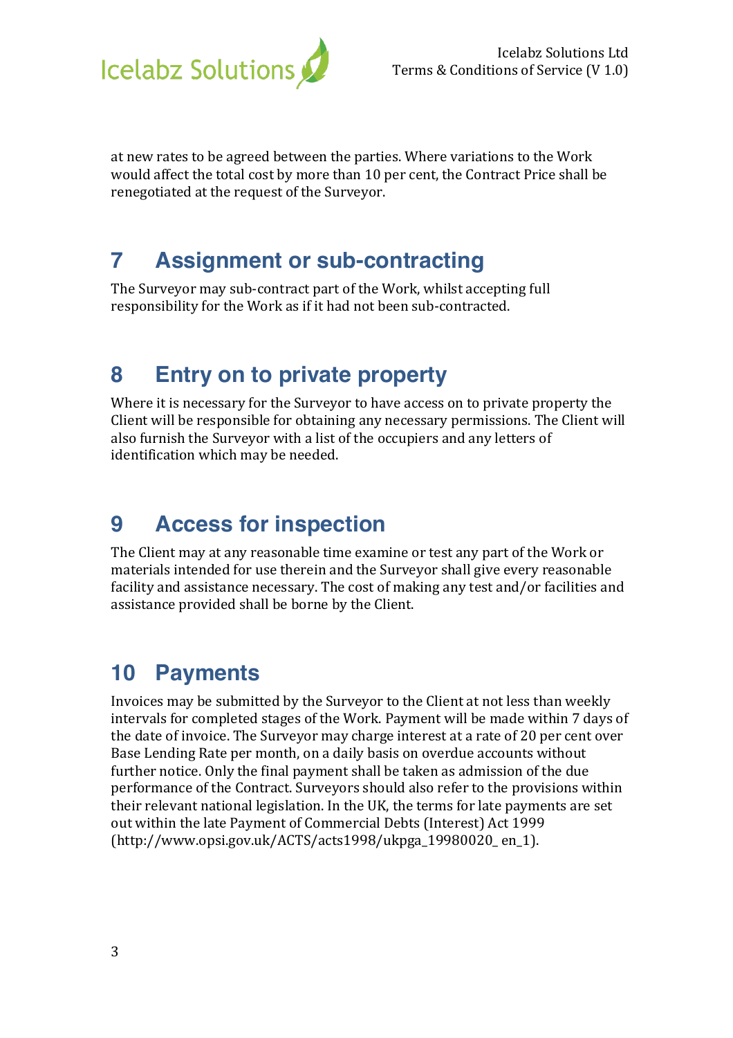at new rates to be agreed between the parties. Where variations to the Work would affect the total cost by more than 10 per cent, the Contract Price shall be renegotiated at the request of the Surveyor.

## 7 Assignment or sub-contracting

The Surveyor may sub-contract part of the Work, whilst accepting full responsibility for the Work as if it had not been sub-contracted.

## 8 Entry on to private property

Where it is necessary for the Surveyor to have access on to private property the Client will be responsible for obtaining any necessary permissions. The Client will also furnish the Surveyor with a list of the occupiers and any letters of identification which may be needed.

## 9 Access for inspection

The Client may at any reasonable time examine or test any part of the Work or materials intended for use therein and the Surveyor shall give every reasonable facility and assistance necessary. The cost of making any test and/or facilities and assistance provided shall be borne by the Client.

## 10 Payments

Invoices may be submitted by the Surveyor to the Client at not less than weekly intervals for completed stages of the Work. Payment will be made within 7 days of the date of invoice. The Surveyor may charge interest at a rate of 20 per cent over Base Lending Rate per month, on a daily basis on overdue accounts without further notice. Only the final payment shall be taken as admission of the due performance of the Contract. Surveyors should also refer to the provisions within their relevant national legislation. In the UK, the terms for late payments are set out within the late Payment of Commercial Debts (Interest) Act 1999 (http://www.opsi.gov.uk/ACTS/acts1998/ukpga_19980020_ en_1).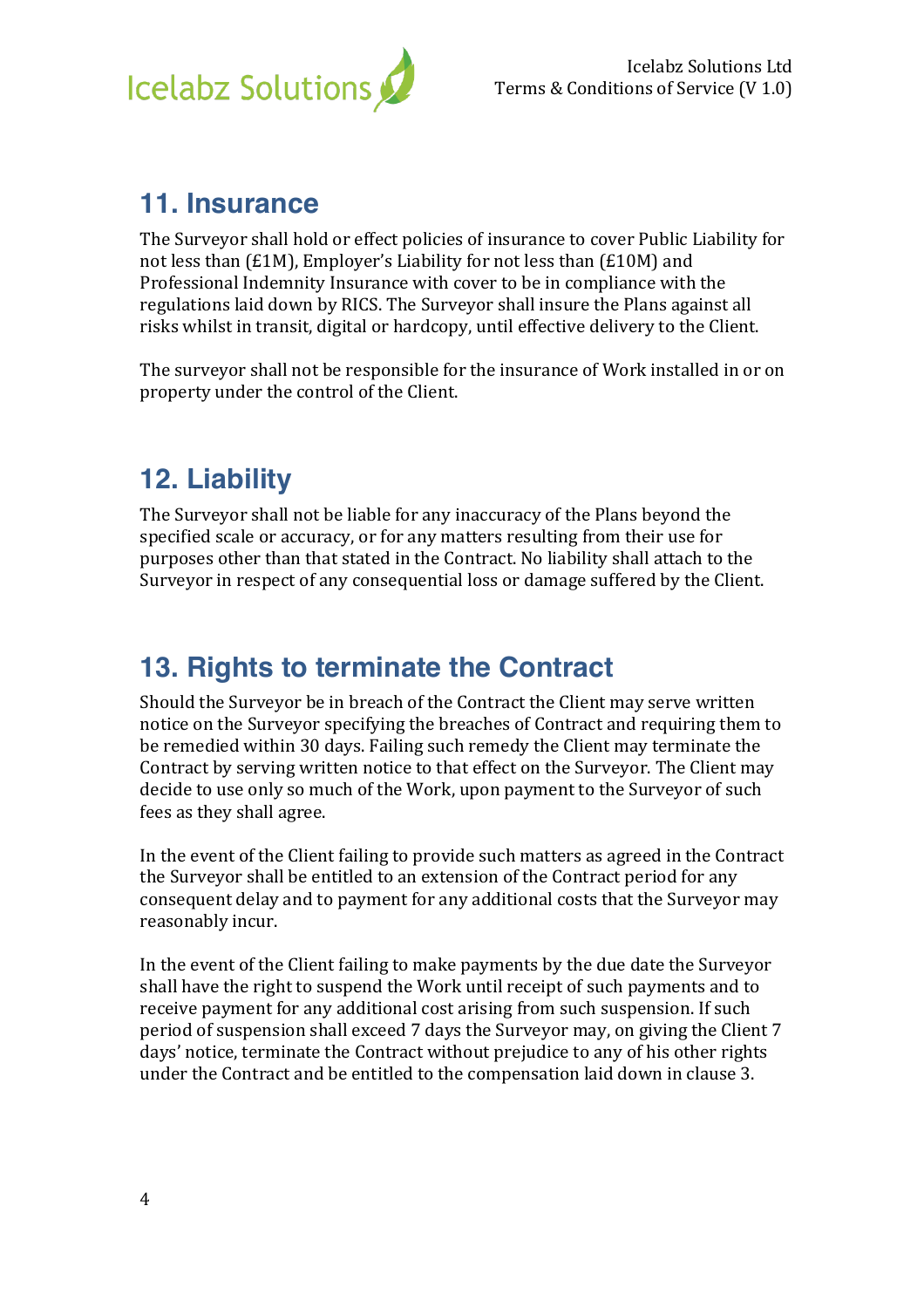## 11. Insurance

The Surveyor shall hold or effect policies of insurance to cover Public Liability for not less than (£1M), Employer's Liability for not less than (£10M) and Professional Indemnity Insurance with cover to be in compliance with the regulations laid down by RICS. The Surveyor shall insure the Plans against all risks whilst in transit, digital or hardcopy, until effective delivery to the Client.

The surveyor shall not be responsible for the insurance of Work installed in or on property under the control of the Client.

## 12. Liability

The Surveyor shall not be liable for any inaccuracy of the Plans beyond the specified scale or accuracy, or for any matters resulting from their use for purposes other than that stated in the Contract. No liability shall attach to the Surveyor in respect of any consequential loss or damage suffered by the Client.

## 13. Rights to terminate the Contract

Should the Surveyor be in breach of the Contract the Client may serve written notice on the Surveyor specifying the breaches of Contract and requiring them to be remedied within 30 days. Failing such remedy the Client may terminate the Contract by serving written notice to that effect on the Surveyor. The Client may decide to use only so much of the Work, upon payment to the Surveyor of such fees as they shall agree.

In the event of the Client failing to provide such matters as agreed in the Contract the Surveyor shall be entitled to an extension of the Contract period for any consequent delay and to payment for any additional costs that the Surveyor may reasonably incur.

In the event of the Client failing to make payments by the due date the Surveyor shall have the right to suspend the Work until receipt of such payments and to receive payment for any additional cost arising from such suspension. If such period of suspension shall exceed 7 days the Surveyor may, on giving the Client 7 days' notice, terminate the Contract without prejudice to any of his other rights under the Contract and be entitled to the compensation laid down in clause 3.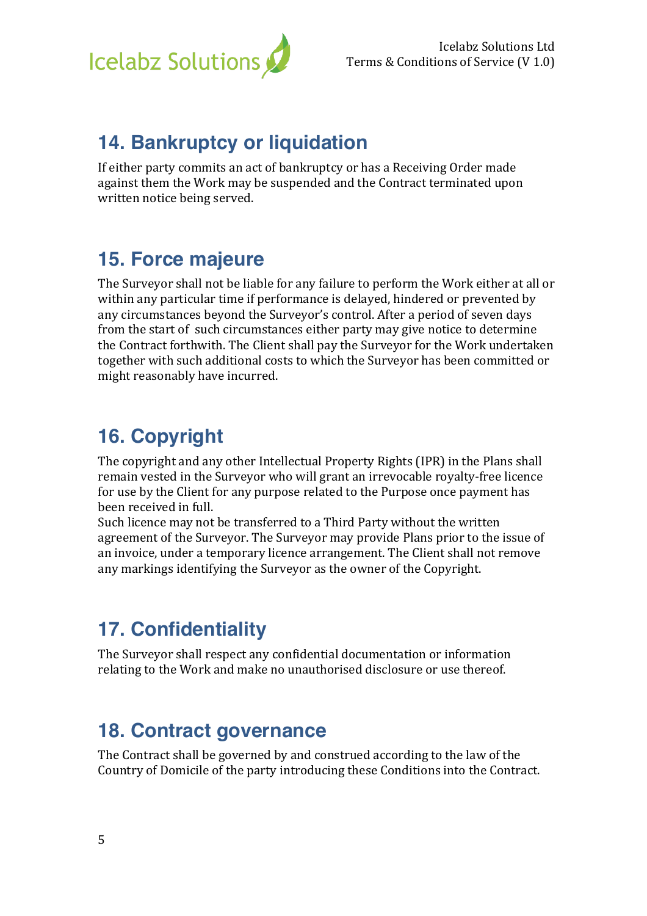## 14. Bankruptcy or liquidation

If either party commits an act of bankruptcy or has a Receiving Order made against them the Work may be suspended and the Contract terminated upon written notice being served.

## 15. Force majeure

The Surveyor shall not be liable for any failure to perform the Work either at all or within any particular time if performance is delayed, hindered or prevented by any circumstances beyond the Surveyor's control. After a period of seven days from the start of such circumstances either party may give notice to determine the Contract forthwith. The Client shall pay the Surveyor for the Work undertaken together with such additional costs to which the Surveyor has been committed or might reasonably have incurred.

## 16. Copyright

The copyright and any other Intellectual Property Rights (IPR) in the Plans shall remain vested in the Surveyor who will grant an irrevocable royalty-free licence for use by the Client for any purpose related to the Purpose once payment has been received in full.
Such licence may not be transferred to a Third Party without the written agreement of the Surveyor. The Surveyor may provide Plans prior to the issue of an invoice, under a temporary licence arrangement. The Client shall not remove any markings identifying the Surveyor as the owner of the Copyright.

## 17. Confidentiality

The Surveyor shall respect any confidential documentation or information relating to the Work and make no unauthorised disclosure or use thereof.

## 18. Contract governance

The Contract shall be governed by and construed according to the law of the Country of Domicile of the party introducing these Conditions into the Contract.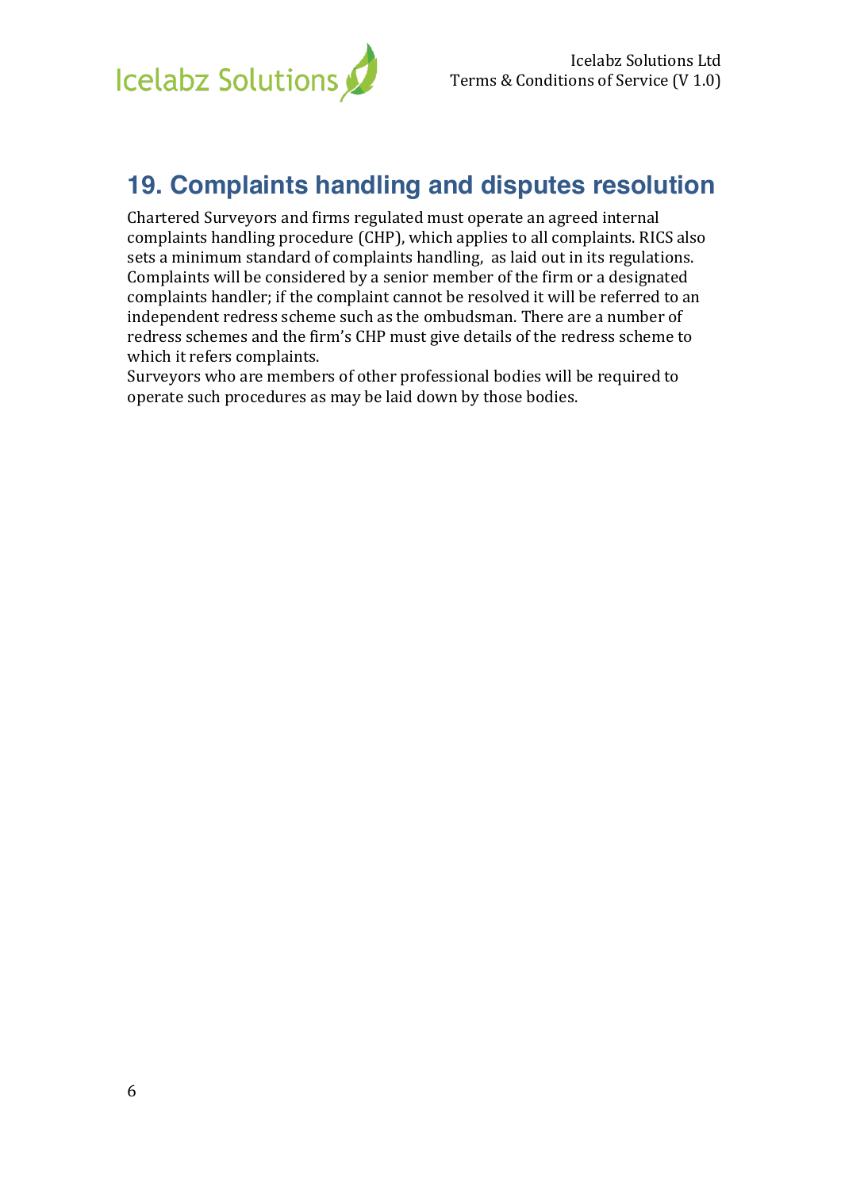## 19. Complaints handling and disputes resolution

Chartered Surveyors and firms regulated must operate an agreed internal complaints handling procedure (CHP), which applies to all complaints. RICS also sets a minimum standard of complaints handling, as laid out in its regulations. Complaints will be considered by a senior member of the firm or a designated complaints handler; if the complaint cannot be resolved it will be referred to an independent redress scheme such as the ombudsman. There are a number of redress schemes and the firm's CHP must give details of the redress scheme to which it refers complaints.

Surveyors who are members of other professional bodies will be required to operate such procedures as may be laid down by those bodies.